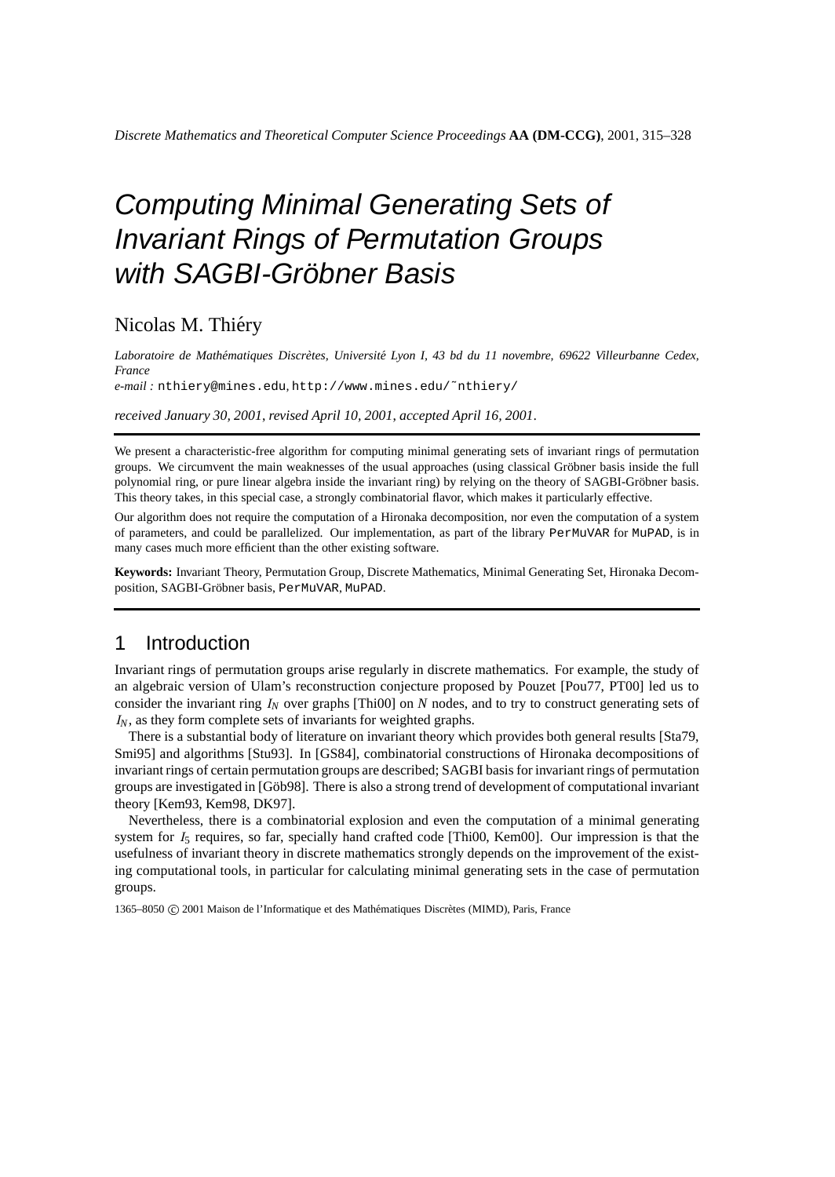# Computing Minimal Generating Sets of Invariant Rings of Permutation Groups with SAGBI-Gröbner Basis

Nicolas M. Thiéry

*Laboratoire de Mathématiques Discrètes, Université Lyon I, 43 bd du 11 novembre, 69622 Villeurbanne Cedex, France*

*e-mail :* nthiery@mines.edu, http://www.mines.edu/~nthiery/

*received January 30, 2001, revised April 10, 2001, accepted April 16, 2001.*

We present a characteristic-free algorithm for computing minimal generating sets of invariant rings of permutation groups. We circumvent the main weaknesses of the usual approaches (using classical Gröbner basis inside the full polynomial ring, or pure linear algebra inside the invariant ring) by relying on the theory of SAGBI-Gröbner basis. This theory takes, in this special case, a strongly combinatorial flavor, which makes it particularly effective.

Our algorithm does not require the computation of a Hironaka decomposition, nor even the computation of a system of parameters, and could be parallelized. Our implementation, as part of the library PerMuVAR for MuPAD, is in many cases much more efficient than the other existing software.

**Keywords:** Invariant Theory, Permutation Group, Discrete Mathematics, Minimal Generating Set, Hironaka Decomposition, SAGBI-Gröbner basis, PerMuVAR, MuPAD.

## 1 Introduction

Invariant rings of permutation groups arise regularly in discrete mathematics. For example, the study of an algebraic version of Ulam's reconstruction conjecture proposed by Pouzet [Pou77, PT00] led us to consider the invariant ring $I_N$ over graphs [Thi00] on $N$ nodes, and to try to construct generating sets of $I_N$, as they form complete sets of invariants for weighted graphs.

There is a substantial body of literature on invariant theory which provides both general results [Sta79, Smi95] and algorithms [Stu93]. In [GS84], combinatorial constructions of Hironaka decompositions of invariant rings of certain permutation groups are described; SAGBI basis for invariant rings of permutation groups are investigated in [Göb98]. There is also a strong trend of development of computational invariant theory [Kem93, Kem98, DK97].

Nevertheless, there is a combinatorial explosion and even the computation of a minimal generating system for $I_5$ requires, so far, specially hand crafted code [Thi00, Kem00]. Our impression is that the usefulness of invariant theory in discrete mathematics strongly depends on the improvement of the existing computational tools, in particular for calculating minimal generating sets in the case of permutation groups.

1365–8050 © 2001 Maison de l'Informatique et des Mathématiques Discrètes (MIMD), Paris, France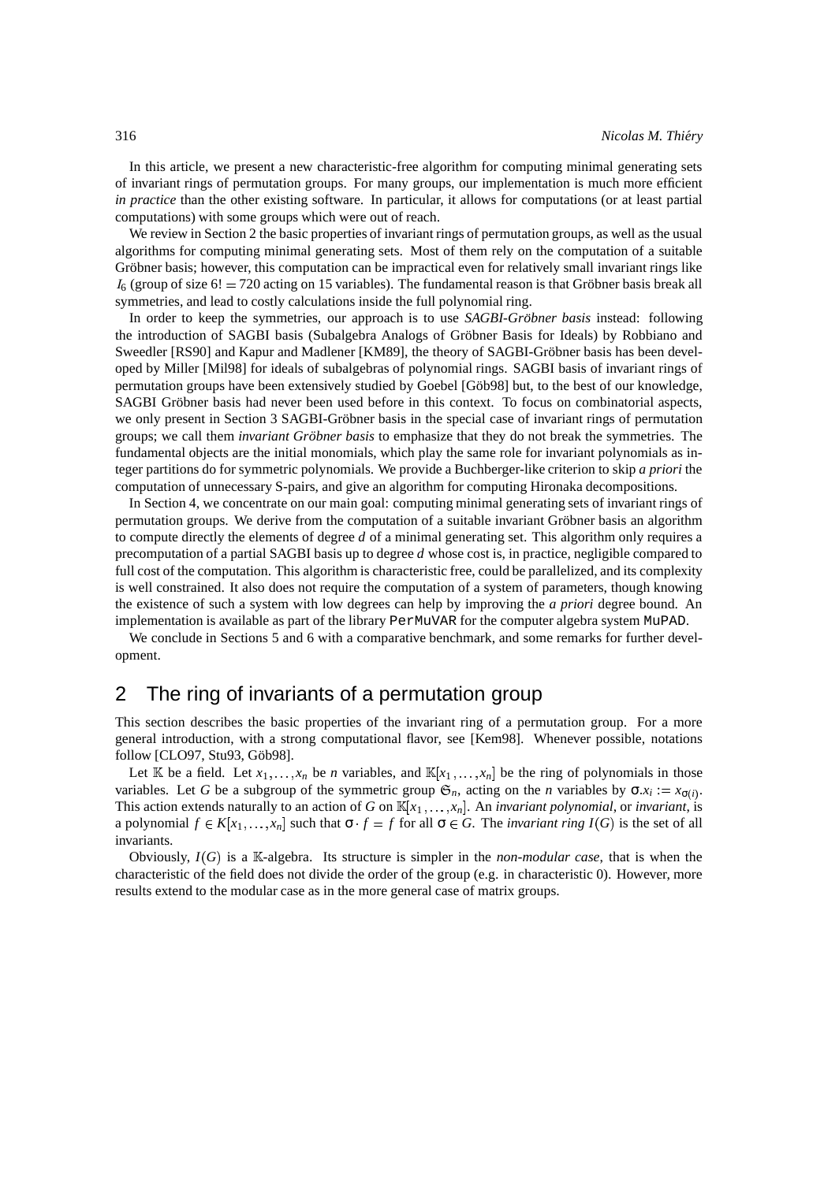In this article, we present a new characteristic-free algorithm for computing minimal generating sets of invariant rings of permutation groups. For many groups, our implementation is much more efficient *in practice* than the other existing software. In particular, it allows for computations (or at least partial computations) with some groups which were out of reach.

We review in Section 2 the basic properties of invariant rings of permutation groups, as well as the usual algorithms for computing minimal generating sets. Most of them rely on the computation of a suitable Gröbner basis; however, this computation can be impractical even for relatively small invariant rings like $I_6$ (group of size $6! = 720$ acting on 15 variables). The fundamental reason is that Gröbner basis break all symmetries, and lead to costly calculations inside the full polynomial ring.

In order to keep the symmetries, our approach is to use *SAGBI-Gröbner basis* instead: following the introduction of SAGBI basis (Subalgebra Analogs of Gröbner Basis for Ideals) by Robbiano and Sweedler [RS90] and Kapur and Madlener [KM89], the theory of SAGBI-Gröbner basis has been developed by Miller [Mil98] for ideals of subalgebras of polynomial rings. SAGBI basis of invariant rings of permutation groups have been extensively studied by Goebel [Göb98] but, to the best of our knowledge, SAGBI Gröbner basis had never been used before in this context. To focus on combinatorial aspects, we only present in Section 3 SAGBI-Gröbner basis in the special case of invariant rings of permutation groups; we call them *invariant Gröbner basis* to emphasize that they do not break the symmetries. The fundamental objects are the initial monomials, which play the same role for invariant polynomials as integer partitions do for symmetric polynomials. We provide a Buchberger-like criterion to skip *a priori* the computation of unnecessary S-pairs, and give an algorithm for computing Hironaka decompositions.

In Section 4, we concentrate on our main goal: computing minimal generating sets of invariant rings of permutation groups. We derive from the computation of a suitable invariant Gröbner basis an algorithm to compute directly the elements of degree $d$ of a minimal generating set. This algorithm only requires a precomputation of a partial SAGBI basis up to degree $d$ whose cost is, in practice, negligible compared to full cost of the computation. This algorithm is characteristic free, could be parallelized, and its complexity is well constrained. It also does not require the computation of a system of parameters, though knowing the existence of such a system with low degrees can help by improving the *a priori* degree bound. An implementation is available as part of the library `PerMuVAR` for the computer algebra system `MuPAD`.

We conclude in Sections 5 and 6 with a comparative benchmark, and some remarks for further development.

## 2 The ring of invariants of a permutation group

This section describes the basic properties of the invariant ring of a permutation group. For a more general introduction, with a strong computational flavor, see [Kem98]. Whenever possible, notations follow [CLO97, Stu93, Göb98].

Let $\mathbb{K}$ be a field. Let $x_1,\dots,x_n$ be $n$ variables, and $\mathbb{K}[x_1,\dots,x_n]$ be the ring of polynomials in those variables. Let $G$ be a subgroup of the symmetric group $\mathfrak{S}_n$, acting on the $n$ variables by $\sigma.x_i := x_{\sigma(i)}$. This action extends naturally to an action of $G$ on $\mathbb{K}[x_1,\dots,x_n]$. An *invariant polynomial*, or *invariant*, is a polynomial $f \in K[x_1,\dots,x_n]$ such that $\sigma \cdot f = f$ for all $\sigma \in G$. The *invariant ring* $I(G)$ is the set of all invariants.

Obviously, $I(G)$ is a $\mathbb{K}$-algebra. Its structure is simpler in the *non-modular case*, that is when the characteristic of the field does not divide the order of the group (e.g. in characteristic 0). However, more results extend to the modular case as in the more general case of matrix groups.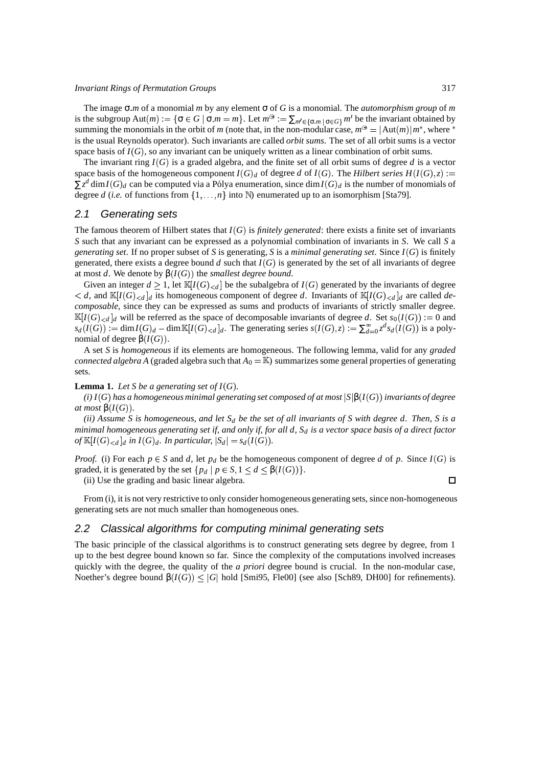The image $\sigma.m$ of a monomial $m$ by any element $\sigma$ of $G$ is a monomial. The *automorphism group* of $m$ is the subgroup $\mathrm{Aut}(m) := \{\sigma \in G \mid \sigma.m = m\}$. Let $m^{\circledast} := \sum_{m' \in \{\sigma.m \mid \sigma \in G\}} m'$ be the invariant obtained by summing the monomials in the orbit of $m$ (note that, in the non-modular case, $m^{\circledast} = |\mathrm{Aut}(m)| m^*$, where $^*$ is the usual Reynolds operator). Such invariants are called *orbit sums*. The set of all orbit sums is a vector space basis of $I(G)$, so any invariant can be uniquely written as a linear combination of orbit sums.

The invariant ring $I(G)$ is a graded algebra, and the finite set of all orbit sums of degree $d$ is a vector space basis of the homogeneous component $I(G)_d$ of degree $d$ of $I(G)$. The *Hilbert series* $H(I(G), z) := \sum z^d \dim I(G)_d$ can be computed via a Pólya enumeration, since $\dim I(G)_d$ is the number of monomials of degree $d$ (*i.e.* of functions from $\{1, \ldots, n\}$ into $\mathbb{N}$) enumerated up to an isomorphism [Sta79].

## 2.1 Generating sets

The famous theorem of Hilbert states that $I(G)$ is *finitely generated*: there exists a finite set of invariants $S$ such that any invariant can be expressed as a polynomial combination of invariants in $S$. We call $S$ a *generating set*. If no proper subset of $S$ is generating, $S$ is a *minimal generating set*. Since $I(G)$ is finitely generated, there exists a degree bound $d$ such that $I(G)$ is generated by the set of all invariants of degree at most $d$. We denote by $\beta(I(G))$ the *smallest degree bound*.

Given an integer $d \geq 1$, let $\mathbb{K}[I(G)_{<d}]$ be the subalgebra of $I(G)$ generated by the invariants of degree $< d$, and $\mathbb{K}[I(G)_{<d}]_d$ its homogeneous component of degree $d$. Invariants of $\mathbb{K}[I(G)_{<d}]_d$ are called *decomposable*, since they can be expressed as sums and products of invariants of strictly smaller degree. $\mathbb{K}[I(G)_{<d}]_d$ will be referred as the space of decomposable invariants of degree $d$. Set $s_0(I(G)) := 0$ and $s_d(I(G)) := \dim I(G)_d - \dim \mathbb{K}[I(G)_{<d}]_d$. The generating series $s(I(G), z) := \sum_{d=0}^{\infty} z^d s_d(I(G))$ is a polynomial of degree $\beta(I(G))$.

A set $S$ is *homogeneous* if its elements are homogeneous. The following lemma, valid for any *graded connected algebra* $A$ (graded algebra such that $A_0 = \mathbb{K}$) summarizes some general properties of generating sets.

**Lemma 1.** *Let $S$ be a generating set of $I(G)$.*

*(i) $I(G)$ has a homogeneous minimal generating set composed of at most $|S|\beta(I(G))$ invariants of degree at most $\beta(I(G))$.*

*(ii) Assume $S$ is homogeneous, and let $S_d$ be the set of all invariants of $S$ with degree $d$. Then, $S$ is a minimal homogeneous generating set if, and only if, for all $d$, $S_d$ is a vector space basis of a direct factor of $\mathbb{K}[I(G)_{<d}]_d$ in $I(G)_d$. In particular, $|S_d| = s_d(I(G))$.*

*Proof.* (i) For each $p \in S$ and $d$, let $p_d$ be the homogeneous component of degree $d$ of $p$. Since $I(G)$ is graded, it is generated by the set $\{p_d \mid p \in S, 1 \leq d \leq \beta(I(G))\}$.

(ii) Use the grading and basic linear algebra. □

From (i), it is not very restrictive to only consider homogeneous generating sets, since non-homogeneous generating sets are not much smaller than homogeneous ones.

## 2.2 Classical algorithms for computing minimal generating sets

The basic principle of the classical algorithms is to construct generating sets degree by degree, from 1 up to the best degree bound known so far. Since the complexity of the computations involved increases quickly with the degree, the quality of the *a priori* degree bound is crucial. In the non-modular case, Noether's degree bound $\beta(I(G)) \leq |G|$ hold [Smi95, Fle00] (see also [Sch89, DH00] for refinements).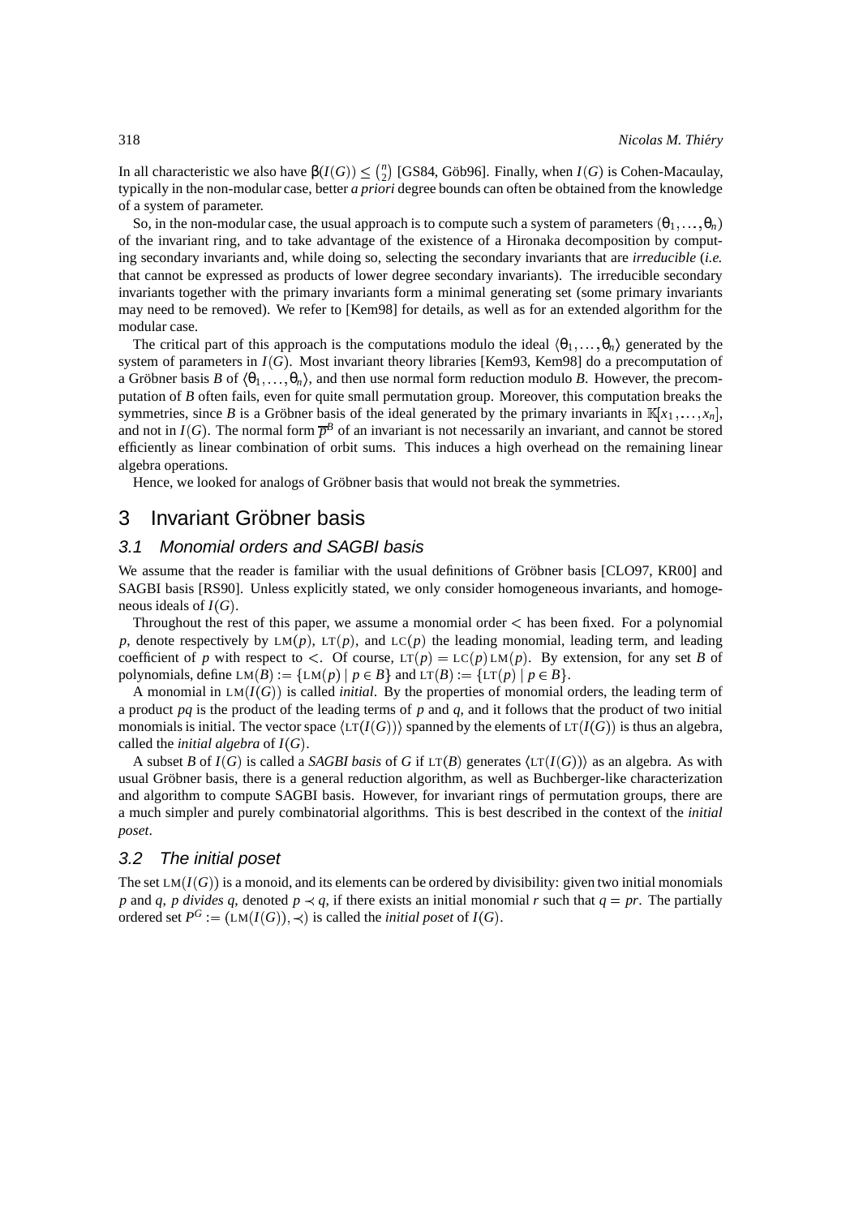In all characteristic we also have $\beta(I(G)) \leq \binom{n}{2}$ [GS84, Göb96]. Finally, when $I(G)$ is Cohen-Macaulay, typically in the non-modular case, better *a priori* degree bounds can often be obtained from the knowledge of a system of parameter.

So, in the non-modular case, the usual approach is to compute such a system of parameters $(\theta_1, \ldots, \theta_n)$ of the invariant ring, and to take advantage of the existence of a Hironaka decomposition by computing secondary invariants and, while doing so, selecting the secondary invariants that are *irreducible* (*i.e.* that cannot be expressed as products of lower degree secondary invariants). The irreducible secondary invariants together with the primary invariants form a minimal generating set (some primary invariants may need to be removed). We refer to [Kem98] for details, as well as for an extended algorithm for the modular case.

The critical part of this approach is the computations modulo the ideal $\langle \theta_1, \ldots, \theta_n \rangle$ generated by the system of parameters in $I(G)$. Most invariant theory libraries [Kem93, Kem98] do a precomputation of a Gröbner basis $B$ of $\langle \theta_1, \ldots, \theta_n \rangle$, and then use normal form reduction modulo $B$. However, the precomputation of $B$ often fails, even for quite small permutation group. Moreover, this computation breaks the symmetries, since $B$ is a Gröbner basis of the ideal generated by the primary invariants in $\mathbb{K}[x_1, \ldots, x_n]$, and not in $I(G)$. The normal form $\overline{p}^B$ of an invariant is not necessarily an invariant, and cannot be stored efficiently as linear combination of orbit sums. This induces a high overhead on the remaining linear algebra operations.

Hence, we looked for analogs of Gröbner basis that would not break the symmetries.

# 3 Invariant Gröbner basis

## 3.1 Monomial orders and SAGBI basis

We assume that the reader is familiar with the usual definitions of Gröbner basis [CLO97, KR00] and SAGBI basis [RS90]. Unless explicitly stated, we only consider homogeneous invariants, and homogeneous ideals of $I(G)$.

Throughout the rest of this paper, we assume a monomial order $<$ has been fixed. For a polynomial $p$, denote respectively by $\text{LM}(p)$, $\text{LT}(p)$, and $\text{LC}(p)$ the leading monomial, leading term, and leading coefficient of $p$ with respect to $<$. Of course, $\text{LT}(p) = \text{LC}(p)\,\text{LM}(p)$. By extension, for any set $B$ of polynomials, define $\text{LM}(B) := \{\text{LM}(p) \mid p \in B\}$ and $\text{LT}(B) := \{\text{LT}(p) \mid p \in B\}$.

A monomial in $\text{LM}(I(G))$ is called *initial*. By the properties of monomial orders, the leading term of a product $pq$ is the product of the leading terms of $p$ and $q$, and it follows that the product of two initial monomials is initial. The vector space $\langle \text{LT}(I(G)) \rangle$ spanned by the elements of $\text{LT}(I(G))$ is thus an algebra, called the *initial algebra* of $I(G)$.

A subset $B$ of $I(G)$ is called a *SAGBI basis* of $G$ if $\text{LT}(B)$ generates $\langle \text{LT}(I(G)) \rangle$ as an algebra. As with usual Gröbner basis, there is a general reduction algorithm, as well as Buchberger-like characterization and algorithm to compute SAGBI basis. However, for invariant rings of permutation groups, there are a much simpler and purely combinatorial algorithms. This is best described in the context of the *initial poset*.

## 3.2 The initial poset

The set $\text{LM}(I(G))$ is a monoid, and its elements can be ordered by divisibility: given two initial monomials $p$ and $q$, *p divides q*, denoted $p \prec q$, if there exists an initial monomial $r$ such that $q = pr$. The partially ordered set $P^G := (\text{LM}(I(G)), \prec)$ is called the *initial poset* of $I(G)$.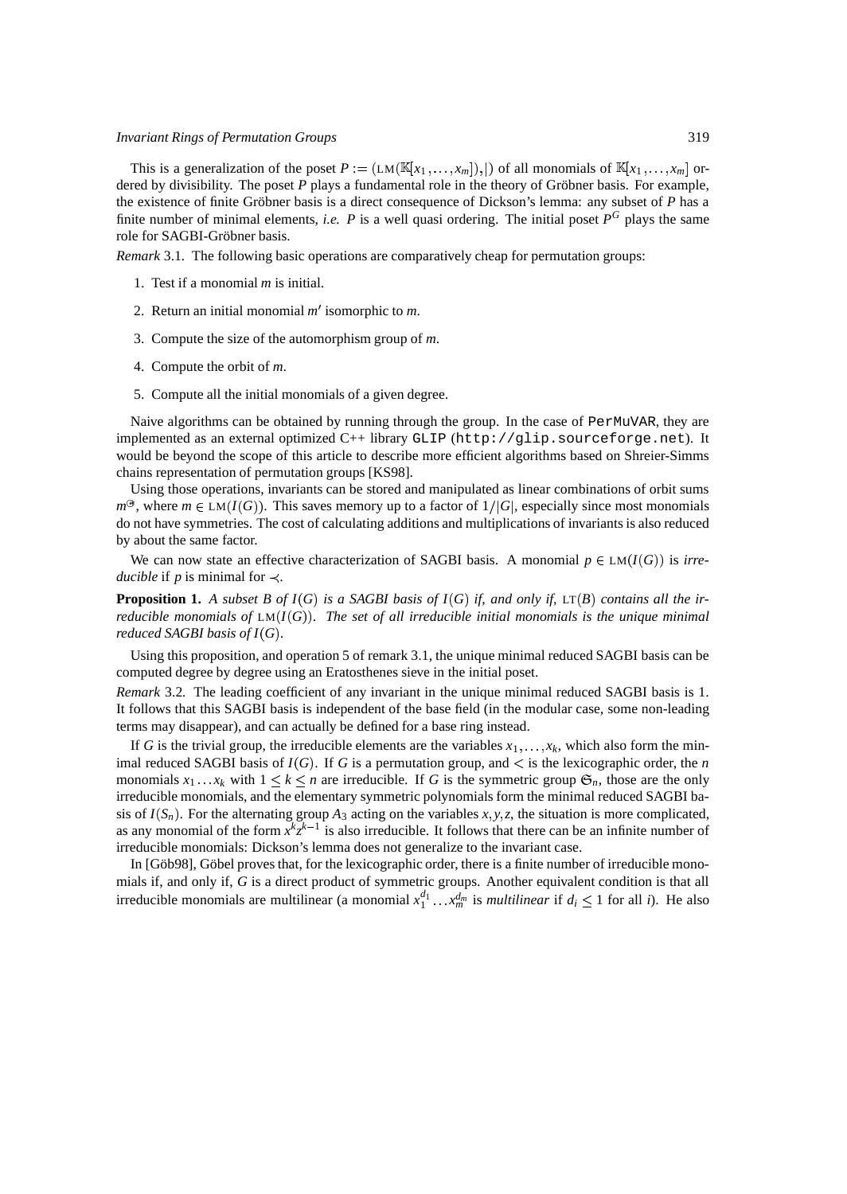This is a generalization of the poset $P := (\text{LM}(\mathbb{K}[x_1,\ldots,x_m]),|)$ of all monomials of $\mathbb{K}[x_1,\ldots,x_m]$ ordered by divisibility. The poset $P$ plays a fundamental role in the theory of Gröbner basis. For example, the existence of finite Gröbner basis is a direct consequence of Dickson's lemma: any subset of $P$ has a finite number of minimal elements, *i.e.* $P$ is a well quasi ordering. The initial poset $P^G$ plays the same role for SAGBI-Gröbner basis.

*Remark* 3.1. The following basic operations are comparatively cheap for permutation groups:

1. Test if a monomial $m$ is initial.
2. Return an initial monomial $m'$ isomorphic to $m$.
3. Compute the size of the automorphism group of $m$.
4. Compute the orbit of $m$.
5. Compute all the initial monomials of a given degree.

Naive algorithms can be obtained by running through the group. In the case of `PerMuVAR`, they are implemented as an external optimized C++ library `GLIP` (`http://glip.sourceforge.net`). It would be beyond the scope of this article to describe more efficient algorithms based on Shreier-Simms chains representation of permutation groups [KS98].

Using those operations, invariants can be stored and manipulated as linear combinations of orbit sums $m^{\mathcal{O}}$, where $m \in \text{LM}(I(G))$. This saves memory up to a factor of $1/|G|$, especially since most monomials do not have symmetries. The cost of calculating additions and multiplications of invariants is also reduced by about the same factor.

We can now state an effective characterization of SAGBI basis. A monomial $p \in \text{LM}(I(G))$ is *irreducible* if $p$ is minimal for $\prec$.

**Proposition 1.** *A subset $B$ of $I(G)$ is a SAGBI basis of $I(G)$ if, and only if, $\text{LT}(B)$ contains all the irreducible monomials of $\text{LM}(I(G))$. The set of all irreducible initial monomials is the unique minimal reduced SAGBI basis of $I(G)$.*

Using this proposition, and operation 5 of remark 3.1, the unique minimal reduced SAGBI basis can be computed degree by degree using an Eratosthenes sieve in the initial poset.

*Remark* 3.2. The leading coefficient of any invariant in the unique minimal reduced SAGBI basis is 1. It follows that this SAGBI basis is independent of the base field (in the modular case, some non-leading terms may disappear), and can actually be defined for a base ring instead.

If $G$ is the trivial group, the irreducible elements are the variables $x_1,\ldots,x_k$, which also form the minimal reduced SAGBI basis of $I(G)$. If $G$ is a permutation group, and $<$ is the lexicographic order, the $n$ monomials $x_1 \ldots x_k$ with $1 \leq k \leq n$ are irreducible. If $G$ is the symmetric group $\mathfrak{S}_n$, those are the only irreducible monomials, and the elementary symmetric polynomials form the minimal reduced SAGBI basis of $I(S_n)$. For the alternating group $A_3$ acting on the variables $x,y,z$, the situation is more complicated, as any monomial of the form $x^k z^{k-1}$ is also irreducible. It follows that there can be an infinite number of irreducible monomials: Dickson's lemma does not generalize to the invariant case.

In [Göb98], Göbel proves that, for the lexicographic order, there is a finite number of irreducible monomials if, and only if, $G$ is a direct product of symmetric groups. Another equivalent condition is that all irreducible monomials are multilinear (a monomial $x_1^{d_1} \ldots x_m^{d_m}$ is *multilinear* if $d_i \leq 1$ for all $i$). He also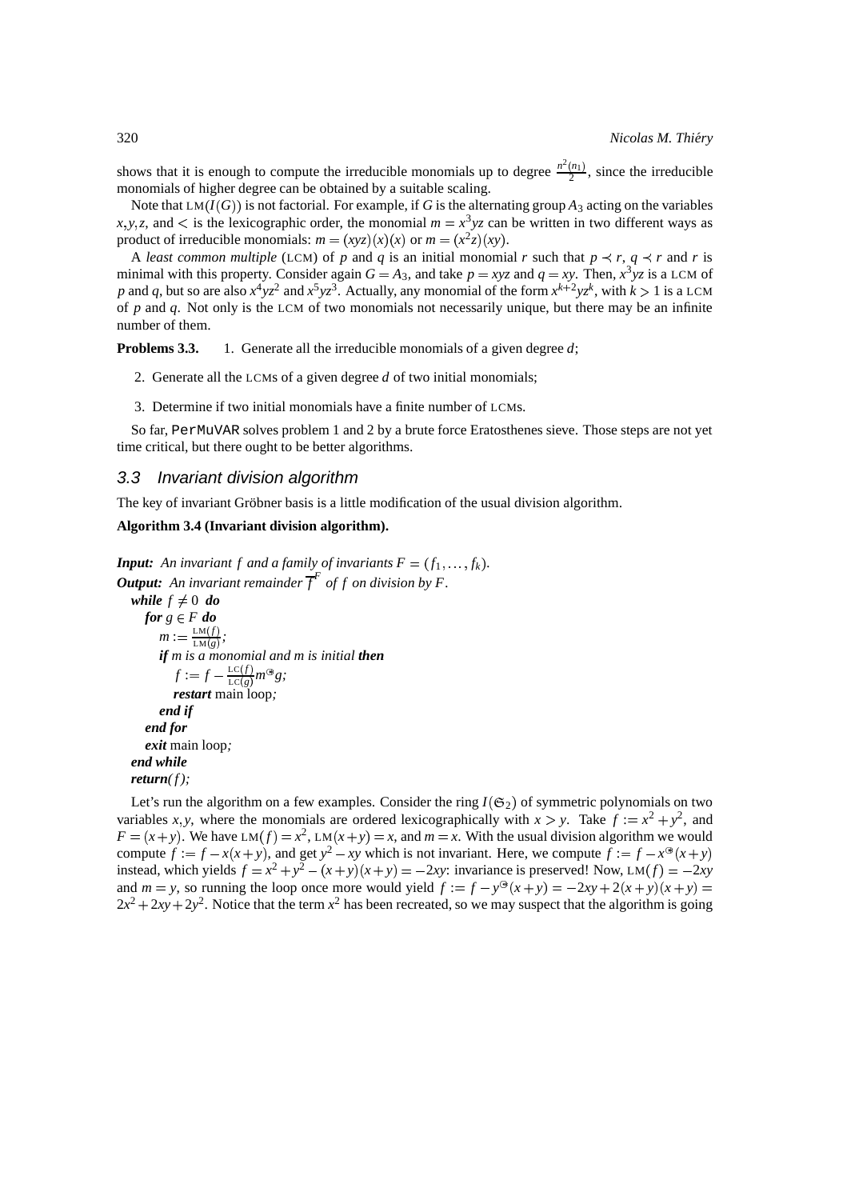shows that it is enough to compute the irreducible monomials up to degree $\frac{n^2(n_1)}{2}$, since the irreducible monomials of higher degree can be obtained by a suitable scaling.

Note that $\text{LM}(I(G))$ is not factorial. For example, if $G$ is the alternating group $A_3$ acting on the variables $x,y,z$, and $<$ is the lexicographic order, the monomial $m = x^3yz$ can be written in two different ways as product of irreducible monomials: $m = (xyz)(x)(x)$ or $m = (x^2z)(xy)$.

A *least common multiple* (LCM) of $p$ and $q$ is an initial monomial $r$ such that $p \prec r$, $q \prec r$ and $r$ is minimal with this property. Consider again $G = A_3$, and take $p = xyz$ and $q = xy$. Then, $x^3yz$ is a LCM of $p$ and $q$, but so are also $x^4yz^2$ and $x^5yz^3$. Actually, any monomial of the form $x^{k+2}yz^k$, with $k > 1$ is a LCM of $p$ and $q$. Not only is the LCM of two monomials not necessarily unique, but there may be an infinite number of them.

**Problems 3.3.**

1. Generate all the irreducible monomials of a given degree $d$;
2. Generate all the LCMs of a given degree $d$ of two initial monomials;
3. Determine if two initial monomials have a finite number of LCMs.

So far, `PerMuVAR` solves problem 1 and 2 by a brute force Eratosthenes sieve. Those steps are not yet time critical, but there ought to be better algorithms.

## 3.3 Invariant division algorithm

The key of invariant Gröbner basis is a little modification of the usual division algorithm.

**Algorithm 3.4 (Invariant division algorithm).**

***Input:*** *An invariant $f$ and a family of invariants $F = (f_1, \dots, f_k)$.*
***Output:*** *An invariant remainder $\overline{f}^F$ of $f$ on division by $F$.*

> ***while*** $f \neq 0$ ***do***
> &nbsp;&nbsp;&nbsp;&nbsp;***for*** $g \in F$ ***do***
> &nbsp;&nbsp;&nbsp;&nbsp;&nbsp;&nbsp;&nbsp;&nbsp;$m := \frac{\text{LM}(f)}{\text{LM}(g)}$;
> &nbsp;&nbsp;&nbsp;&nbsp;&nbsp;&nbsp;&nbsp;&nbsp;***if*** *$m$ is a monomial and $m$ is initial* ***then***
> &nbsp;&nbsp;&nbsp;&nbsp;&nbsp;&nbsp;&nbsp;&nbsp;&nbsp;&nbsp;&nbsp;&nbsp;$f := f - \frac{\text{LC}(f)}{\text{LC}(g)} m^{\circledast} g$;
> &nbsp;&nbsp;&nbsp;&nbsp;&nbsp;&nbsp;&nbsp;&nbsp;&nbsp;&nbsp;&nbsp;&nbsp;***restart*** main loop;
> &nbsp;&nbsp;&nbsp;&nbsp;&nbsp;&nbsp;&nbsp;&nbsp;***end if***
> &nbsp;&nbsp;&nbsp;&nbsp;***end for***
> &nbsp;&nbsp;&nbsp;&nbsp;***exit*** main loop;
> ***end while***
> ***return***$(f)$;

Let's run the algorithm on a few examples. Consider the ring $I(\mathfrak{S}_2)$ of symmetric polynomials on two variables $x,y$, where the monomials are ordered lexicographically with $x > y$. Take $f := x^2 + y^2$, and $F = (x+y)$. We have $\text{LM}(f) = x^2$, $\text{LM}(x+y) = x$, and $m = x$. With the usual division algorithm we would compute $f := f - x(x+y)$, and get $y^2 - xy$ which is not invariant. Here, we compute $f := f - x^{\circledast}(x+y)$ instead, which yields $f = x^2 + y^2 - (x+y)(x+y) = -2xy$: invariance is preserved! Now, $\text{LM}(f) = -2xy$ and $m = y$, so running the loop once more would yield $f := f - y^{\circledast}(x+y) = -2xy + 2(x+y)(x+y) = 2x^2 + 2xy + 2y^2$. Notice that the term $x^2$ has been recreated, so we may suspect that the algorithm is going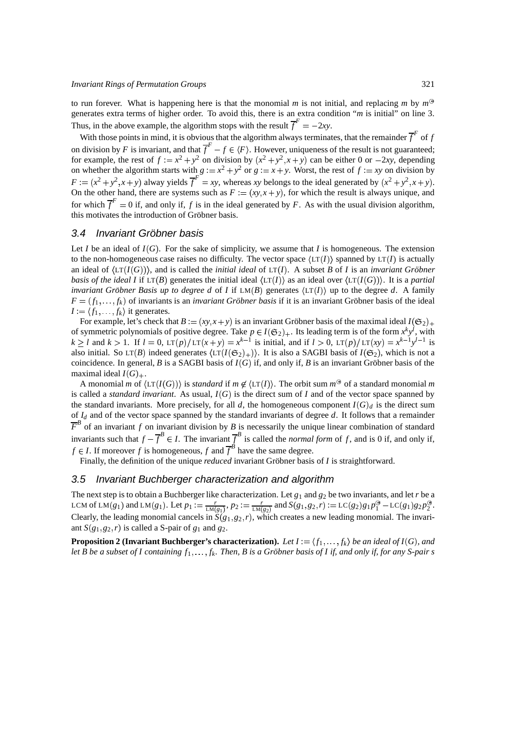to run forever. What is happening here is that the monomial $m$ is not initial, and replacing $m$ by $m^{\circledast}$ generates extra terms of higher order. To avoid this, there is an extra condition "$m$ is initial" on line 3. Thus, in the above example, the algorithm stops with the result $\overline{f}^F = -2xy$.

With those points in mind, it is obvious that the algorithm always terminates, that the remainder $\overline{f}^F$ of $f$ on division by $F$ is invariant, and that $\overline{f}^F - f \in \langle F \rangle$. However, uniqueness of the result is not guaranteed; for example, the rest of $f := x^2 + y^2$ on division by $(x^2 + y^2, x + y)$ can be either 0 or $-2xy$, depending on whether the algorithm starts with $g := x^2 + y^2$ or $g := x + y$. Worst, the rest of $f := xy$ on division by $F := (x^2 + y^2, x + y)$ alway yields $\overline{f}^F = xy$, whereas $xy$ belongs to the ideal generated by $(x^2 + y^2, x + y)$. On the other hand, there are systems such as $F := (xy, x + y)$, for which the result is always unique, and for which $\overline{f}^F = 0$ if, and only if, $f$ is in the ideal generated by $F$. As with the usual division algorithm, this motivates the introduction of Gröbner basis.

## 3.4 Invariant Gröbner basis

Let $I$ be an ideal of $I(G)$. For the sake of simplicity, we assume that $I$ is homogeneous. The extension to the non-homogeneous case raises no difficulty. The vector space $\langle \mathrm{LT}(I) \rangle$ spanned by $\mathrm{LT}(I)$ is actually an ideal of $\langle \mathrm{LT}(I(G)) \rangle$, and is called the *initial ideal* of $\mathrm{LT}(I)$. A subset $B$ of $I$ is an *invariant Gröbner basis of the ideal I* if $\mathrm{LT}(B)$ generates the initial ideal $\langle \mathrm{LT}(I) \rangle$ as an ideal over $\langle \mathrm{LT}(I(G)) \rangle$. It is a *partial invariant Gröbner Basis up to degree d* of $I$ if $\mathrm{LM}(B)$ generates $\langle \mathrm{LT}(I) \rangle$ up to the degree $d$. A family $F = (f_1, \dots, f_k)$ of invariants is an *invariant Gröbner basis* if it is an invariant Gröbner basis of the ideal $I := \langle f_1, \dots, f_k \rangle$ it generates.

For example, let's check that $B := (xy, x + y)$ is an invariant Gröbner basis of the maximal ideal $I(\mathfrak{S}_2)_+$ of symmetric polynomials of positive degree. Take $p \in I(\mathfrak{S}_2)_+$. Its leading term is of the form $x^k y^l$, with $k \geq l$ and $k > 1$. If $l = 0$, $\mathrm{LT}(p)/\mathrm{LT}(x + y) = x^{k-1}$ is initial, and if $l > 0$, $\mathrm{LT}(p)/\mathrm{LT}(xy) = x^{k-1} y^{l-1}$ is also initial. So $\mathrm{LT}(B)$ indeed generates $\langle \mathrm{LT}(I(\mathfrak{S}_2)_+) \rangle$. It is also a SAGBI basis of $I(\mathfrak{S}_2)$, which is not a coincidence. In general, $B$ is a SAGBI basis of $I(G)$ if, and only if, $B$ is an invariant Gröbner basis of the maximal ideal $I(G)_+$.

A monomial $m$ of $\langle \mathrm{LT}(I(G)) \rangle$ is *standard* if $m \notin \langle \mathrm{LT}(I) \rangle$. The orbit sum $m^{\circledast}$ of a standard monomial $m$ is called a *standard invariant*. As usual, $I(G)$ is the direct sum of $I$ and of the vector space spanned by the standard invariants. More precisely, for all $d$, the homogeneous component $I(G)_d$ is the direct sum of $I_d$ and of the vector space spanned by the standard invariants of degree $d$. It follows that a remainder $\overline{F}^B$ of an invariant $f$ on invariant division by $B$ is necessarily the unique linear combination of standard invariants such that $f - \overline{f}^B \in I$. The invariant $\overline{f}^B$ is called the *normal form* of $f$, and is 0 if, and only if, $f \in I$. If moreover $f$ is homogeneous, $f$ and $\overline{f}^B$ have the same degree.

Finally, the definition of the unique *reduced* invariant Gröbner basis of $I$ is straightforward.

## 3.5 Invariant Buchberger characterization and algorithm

The next step is to obtain a Buchberger like characterization. Let $g_1$ and $g_2$ be two invariants, and let $r$ be a LCM of $\mathrm{LM}(g_1)$ and $\mathrm{LM}(g_1)$. Let $p_1 := \frac{r}{\mathrm{LM}(g_1)}$, $p_2 := \frac{r}{\mathrm{LM}(g_2)}$ and $S(g_1, g_2, r) := \mathrm{LC}(g_2) g_1 p_1^{\circledast} - \mathrm{LC}(g_1) g_2 p_2^{\circledast}$. Clearly, the leading monomial cancels in $S(g_1, g_2, r)$, which creates a new leading monomial. The invariant $S(g_1, g_2, r)$ is called a S-pair of $g_1$ and $g_2$.

**Proposition 2 (Invariant Buchberger's characterization).** *Let $I := \langle f_1, \dots, f_k \rangle$ be an ideal of $I(G)$, and let $B$ be a subset of $I$ containing $f_1, \dots, f_k$. Then, $B$ is a Gröbner basis of $I$ if, and only if, for any S-pair s*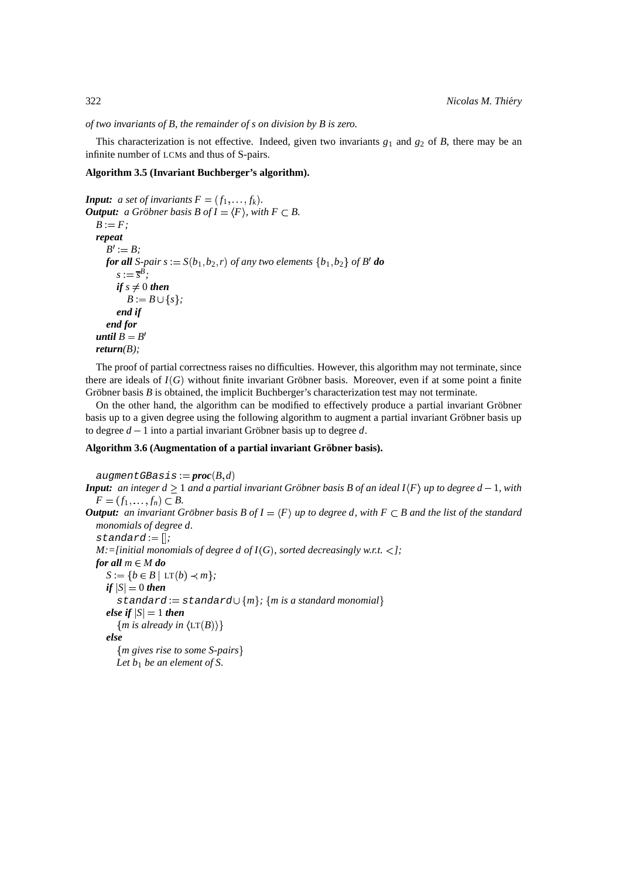*of two invariants of B, the remainder of s on division by B is zero.*

This characterization is not effective. Indeed, given two invariants $g_1$ and $g_2$ of $B$, there may be an infinite number of LCMs and thus of S-pairs.

**Algorithm 3.5 (Invariant Buchberger's algorithm).**

***Input:*** *a set of invariants* $F = (f_1, \ldots, f_k)$.
***Output:*** *a Gröbner basis* $B$ *of* $I = \langle F \rangle$, *with* $F \subset B$.

$B := F$;
***repeat***
  $B' := B$;
  ***for all*** *S-pair* $s := S(b_1, b_2, r)$ *of any two elements* $\{b_1, b_2\}$ *of* $B'$ ***do***
    $s := \overline{s}^B$;
    ***if*** $s \neq 0$ ***then***
      $B := B \cup \{s\}$;
    ***end if***
  ***end for***
***until*** $B = B'$
***return***$(B)$;

The proof of partial correctness raises no difficulties. However, this algorithm may not terminate, since there are ideals of $I(G)$ without finite invariant Gröbner basis. Moreover, even if at some point a finite Gröbner basis $B$ is obtained, the implicit Buchberger's characterization test may not terminate.

On the other hand, the algorithm can be modified to effectively produce a partial invariant Gröbner basis up to a given degree using the following algorithm to augment a partial invariant Gröbner basis up to degree $d-1$ into a partial invariant Gröbner basis up to degree $d$.

**Algorithm 3.6 (Augmentation of a partial invariant Gröbner basis).**

`augmentGBasis` := ***proc***$(B, d)$
***Input:*** *an integer* $d \geq 1$ *and a partial invariant Gröbner basis* $B$ *of an ideal* $I\langle F \rangle$ *up to degree* $d-1$, *with* $F = (f_1, \ldots, f_n) \subset B$.
***Output:*** *an invariant Gröbner basis* $B$ *of* $I = \langle F \rangle$ *up to degree* $d$, *with* $F \subset B$ *and the list of the standard monomials of degree* $d$.

`standard` := [];
*M:=[initial monomials of degree* $d$ *of* $I(G)$, *sorted decreasingly w.r.t.* $<$*];*
***for all*** $m \in M$ ***do***
  $S := \{b \in B \mid \mathrm{LT}(b) \prec m\}$;
  ***if*** $|S| = 0$ ***then***
    `standard` := `standard` $\cup \{m\}$; {*m is a standard monomial*}
  ***else if*** $|S| = 1$ ***then***
    {*m is already in* $\langle \mathrm{LT}(B) \rangle$}
  ***else***
    {*m gives rise to some S-pairs*}
    *Let* $b_1$ *be an element of* $S$.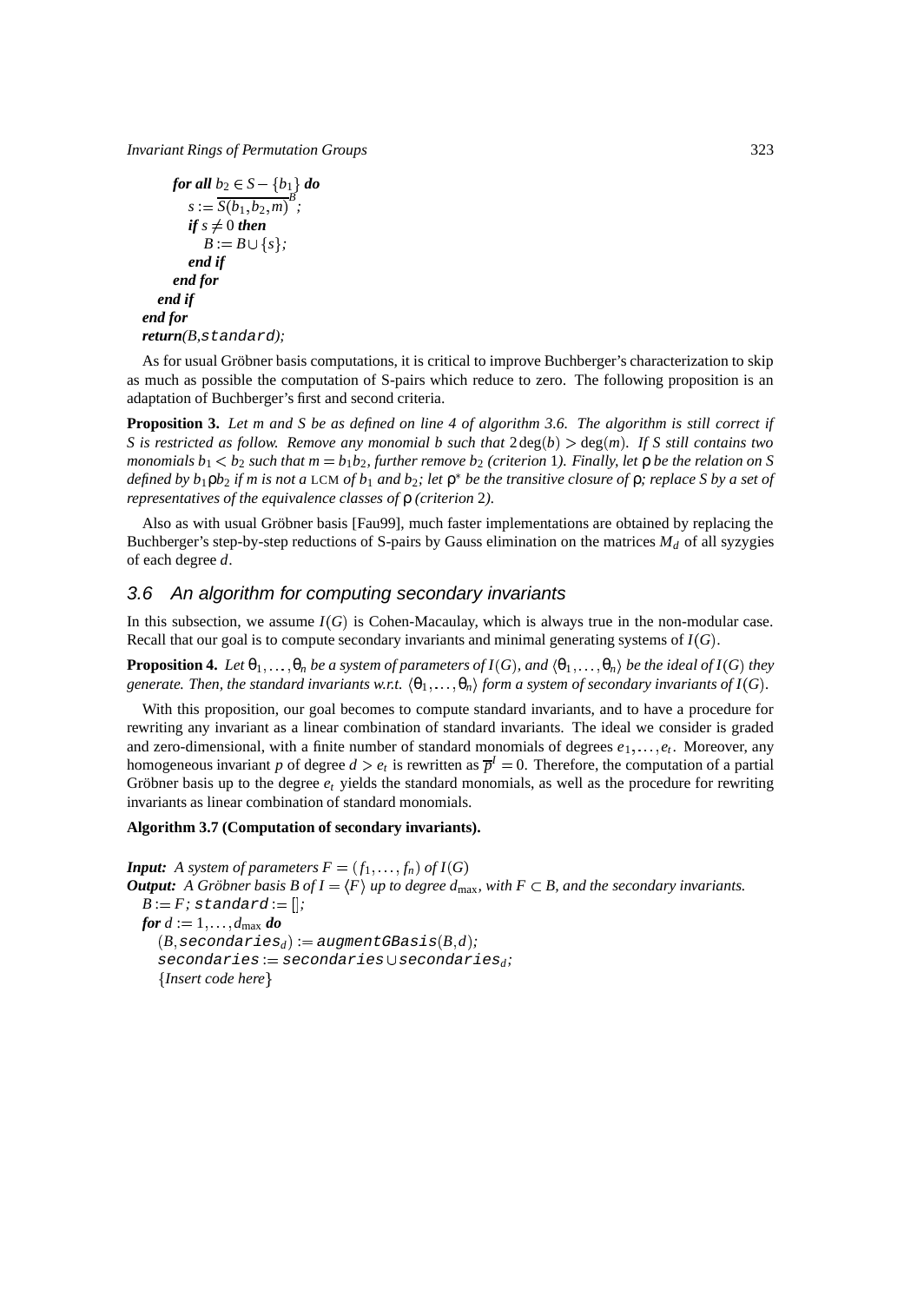```
    for all b_2 ∈ S − {b_1} do
      s := S(b_1, b_2, m)^B;   (overline: normal form w.r.t. B)
      if s ≠ 0 then
        B := B ∪ {s};
      end if
    end for
  end if
end for
return(B, standard);
```

As for usual Gröbner basis computations, it is critical to improve Buchberger's characterization to skip as much as possible the computation of S-pairs which reduce to zero. The following proposition is an adaptation of Buchberger's first and second criteria.

**Proposition 3.** *Let $m$ and $S$ be as defined on line 4 of algorithm 3.6. The algorithm is still correct if $S$ is restricted as follow. Remove any monomial $b$ such that $2\deg(b) > \deg(m)$. If $S$ still contains two monomials $b_1 < b_2$ such that $m = b_1 b_2$, further remove $b_2$ (criterion 1). Finally, let $\rho$ be the relation on $S$ defined by $b_1 \rho b_2$ if $m$ is not a* LCM *of $b_1$ and $b_2$; let $\rho^*$ be the transitive closure of $\rho$; replace $S$ by a set of representatives of the equivalence classes of $\rho$ (criterion 2).*

Also as with usual Gröbner basis [Fau99], much faster implementations are obtained by replacing the Buchberger's step-by-step reductions of S-pairs by Gauss elimination on the matrices $M_d$ of all syzygies of each degree $d$.

### 3.6 An algorithm for computing secondary invariants

In this subsection, we assume $I(G)$ is Cohen-Macaulay, which is always true in the non-modular case. Recall that our goal is to compute secondary invariants and minimal generating systems of $I(G)$.

**Proposition 4.** *Let $\theta_1, \ldots, \theta_n$ be a system of parameters of $I(G)$, and $\langle \theta_1, \ldots, \theta_n \rangle$ be the ideal of $I(G)$ they generate. Then, the standard invariants w.r.t. $\langle \theta_1, \ldots, \theta_n \rangle$ form a system of secondary invariants of $I(G)$.*

With this proposition, our goal becomes to compute standard invariants, and to have a procedure for rewriting any invariant as a linear combination of standard invariants. The ideal we consider is graded and zero-dimensional, with a finite number of standard monomials of degrees $e_1, \ldots, e_t$. Moreover, any homogeneous invariant $p$ of degree $d > e_t$ is rewritten as $\overline{p}^I = 0$. Therefore, the computation of a partial Gröbner basis up to the degree $e_t$ yields the standard monomials, as well as the procedure for rewriting invariants as linear combination of standard monomials.

**Algorithm 3.7 (Computation of secondary invariants).**

***Input:*** *A system of parameters $F = (f_1, \ldots, f_n)$ of $I(G)$*
***Output:*** *A Gröbner basis $B$ of $I = \langle F \rangle$ up to degree $d_{\max}$, with $F \subset B$, and the secondary invariants.*

```
B := F; standard := [];
for d := 1, ..., d_max do
  (B, secondaries_d) := augmentGBasis(B, d);
  secondaries := secondaries ∪ secondaries_d;
  {Insert code here}
```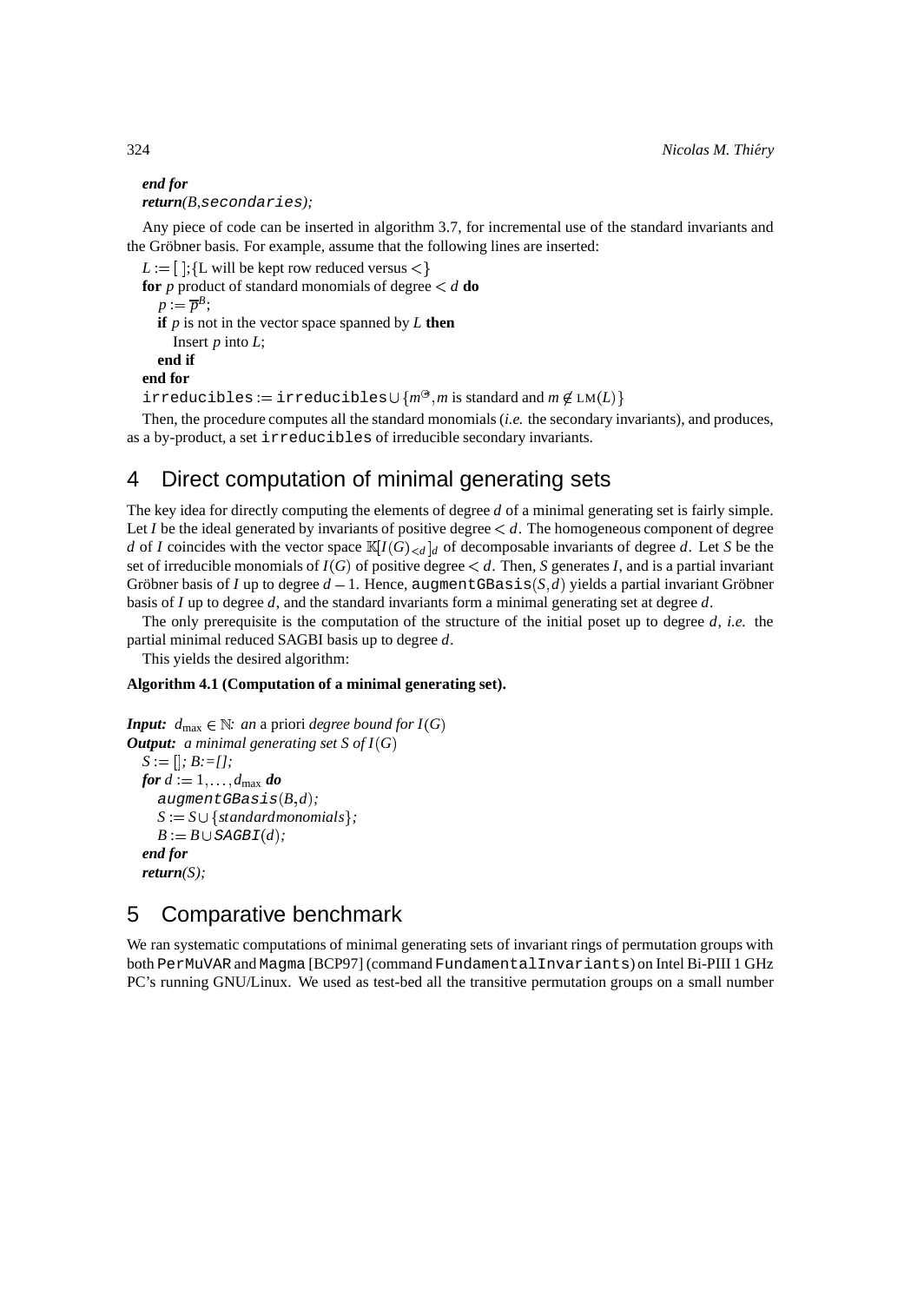*end for*
*return(B,*`secondaries`*);*

Any piece of code can be inserted in algorithm 3.7, for incremental use of the standard invariants and the Gröbner basis. For example, assume that the following lines are inserted:

```
L := [ ];{L will be kept row reduced versus <}
for p product of standard monomials of degree < d do
   p := p̄^B;
   if p is not in the vector space spanned by L then
      Insert p into L;
   end if
end for
irreducibles := irreducibles ∪ {m^𝒪, m is standard and m ∉ LM(L)}
```

Then, the procedure computes all the standard monomials (*i.e.* the secondary invariants), and produces, as a by-product, a set `irreducibles` of irreducible secondary invariants.

## 4 Direct computation of minimal generating sets

The key idea for directly computing the elements of degree $d$ of a minimal generating set is fairly simple. Let $I$ be the ideal generated by invariants of positive degree $< d$. The homogeneous component of degree $d$ of $I$ coincides with the vector space $\mathbb{K}[I(G)_{<d}]_d$ of decomposable invariants of degree $d$. Let $S$ be the set of irreducible monomials of $I(G)$ of positive degree $< d$. Then, $S$ generates $I$, and is a partial invariant Gröbner basis of $I$ up to degree $d-1$. Hence, `augmentGBasis`$(S,d)$ yields a partial invariant Gröbner basis of $I$ up to degree $d$, and the standard invariants form a minimal generating set at degree $d$.

The only prerequisite is the computation of the structure of the initial poset up to degree $d$, *i.e.* the partial minimal reduced SAGBI basis up to degree $d$.

This yields the desired algorithm:

**Algorithm 4.1 (Computation of a minimal generating set).**

***Input:*** $d_{\max} \in \mathbb{N}$*: an* a priori *degree bound for* $I(G)$
***Output:*** *a minimal generating set* $S$ *of* $I(G)$

```
S := []; B:=[];
for d := 1,...,d_max do
   augmentGBasis(B,d);
   S := S ∪ {standardmonomials};
   B := B ∪ SAGBI(d);
end for
return(S);
```

## 5 Comparative benchmark

We ran systematic computations of minimal generating sets of invariant rings of permutation groups with both `PerMuVAR` and `Magma` [BCP97] (command `FundamentalInvariants`) on Intel Bi-PIII 1 GHz PC's running GNU/Linux. We used as test-bed all the transitive permutation groups on a small number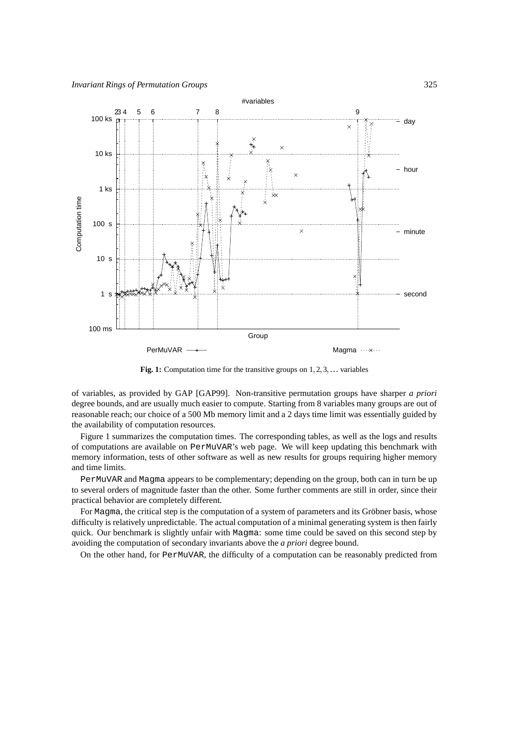**Fig. 1:** Computation time for the transitive groups on $1,2,3,\ldots$ variables

of variables, as provided by GAP [GAP99]. Non-transitive permutation groups have sharper *a priori* degree bounds, and are usually much easier to compute. Starting from 8 variables many groups are out of reasonable reach; our choice of a 500 Mb memory limit and a 2 days time limit was essentially guided by the availability of computation resources.

Figure 1 summarizes the computation times. The corresponding tables, as well as the logs and results of computations are available on PerMuVAR's web page. We will keep updating this benchmark with memory information, tests of other software as well as new results for groups requiring higher memory and time limits.

PerMuVAR and Magma appears to be complementary; depending on the group, both can in turn be up to several orders of magnitude faster than the other. Some further comments are still in order, since their practical behavior are completely different.

For Magma, the critical step is the computation of a system of parameters and its Gröbner basis, whose difficulty is relatively unpredictable. The actual computation of a minimal generating system is then fairly quick. Our benchmark is slightly unfair with Magma: some time could be saved on this second step by avoiding the computation of secondary invariants above the *a priori* degree bound.

On the other hand, for PerMuVAR, the difficulty of a computation can be reasonably predicted from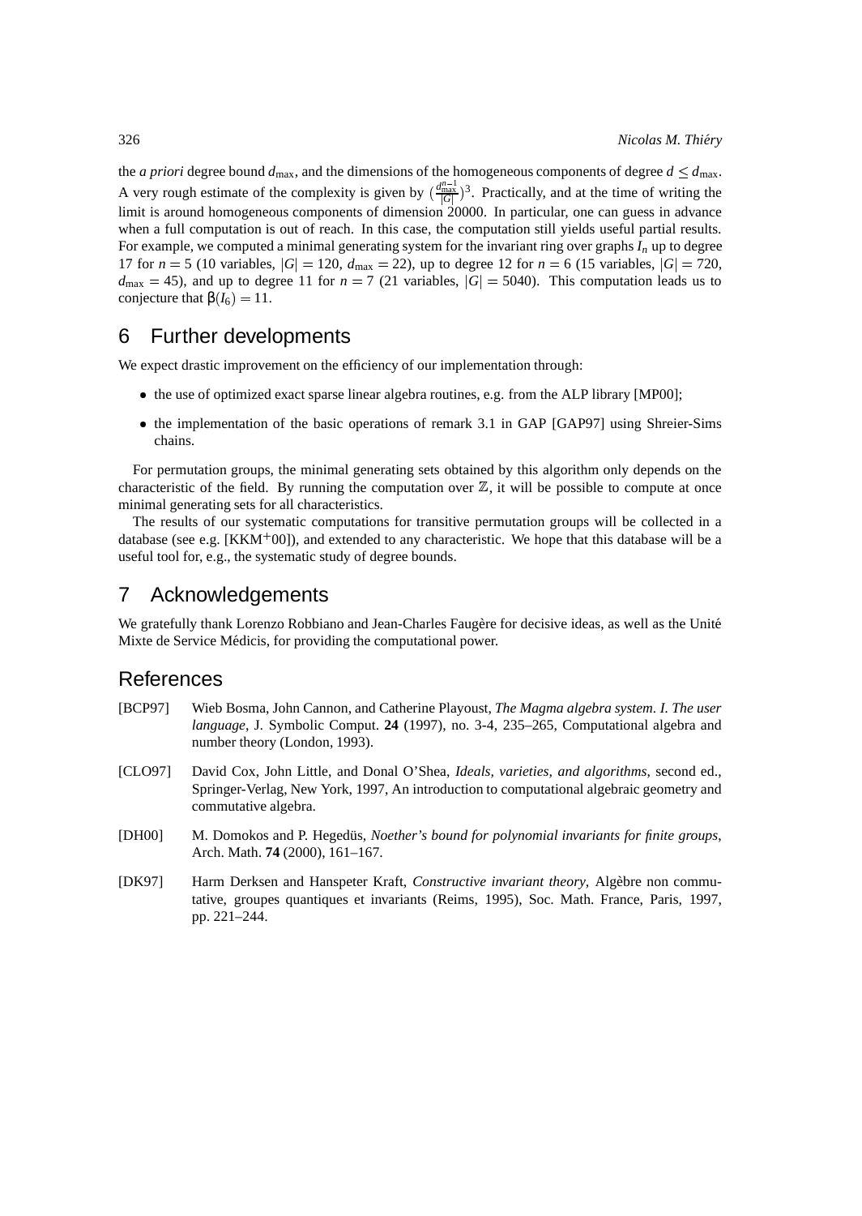the *a priori* degree bound $d_{\max}$, and the dimensions of the homogeneous components of degree $d \leq d_{\max}$. A very rough estimate of the complexity is given by $(\frac{d_{\max}^{n-1}}{|G|})^3$. Practically, and at the time of writing the limit is around homogeneous components of dimension 20000. In particular, one can guess in advance when a full computation is out of reach. In this case, the computation still yields useful partial results. For example, we computed a minimal generating system for the invariant ring over graphs $I_n$ up to degree 17 for $n = 5$ (10 variables, $|G| = 120$, $d_{\max} = 22$), up to degree 12 for $n = 6$ (15 variables, $|G| = 720$, $d_{\max} = 45$), and up to degree 11 for $n = 7$ (21 variables, $|G| = 5040$). This computation leads us to conjecture that $\beta(I_6) = 11$.

## 6 Further developments

We expect drastic improvement on the efficiency of our implementation through:

- the use of optimized exact sparse linear algebra routines, e.g. from the ALP library [MP00];
- the implementation of the basic operations of remark 3.1 in GAP [GAP97] using Shreier-Sims chains.

For permutation groups, the minimal generating sets obtained by this algorithm only depends on the characteristic of the field. By running the computation over $\mathbb{Z}$, it will be possible to compute at once minimal generating sets for all characteristics.

The results of our systematic computations for transitive permutation groups will be collected in a database (see e.g. [KKM+00]), and extended to any characteristic. We hope that this database will be a useful tool for, e.g., the systematic study of degree bounds.

## 7 Acknowledgements

We gratefully thank Lorenzo Robbiano and Jean-Charles Faugère for decisive ideas, as well as the Unité Mixte de Service Médicis, for providing the computational power.

## References

[BCP97] Wieb Bosma, John Cannon, and Catherine Playoust, *The Magma algebra system. I. The user language*, J. Symbolic Comput. **24** (1997), no. 3-4, 235–265, Computational algebra and number theory (London, 1993).

[CLO97] David Cox, John Little, and Donal O'Shea, *Ideals, varieties, and algorithms*, second ed., Springer-Verlag, New York, 1997, An introduction to computational algebraic geometry and commutative algebra.

[DH00] M. Domokos and P. Hegedüs, *Noether's bound for polynomial invariants for finite groups*, Arch. Math. **74** (2000), 161–167.

[DK97] Harm Derksen and Hanspeter Kraft, *Constructive invariant theory*, Algèbre non commutative, groupes quantiques et invariants (Reims, 1995), Soc. Math. France, Paris, 1997, pp. 221–244.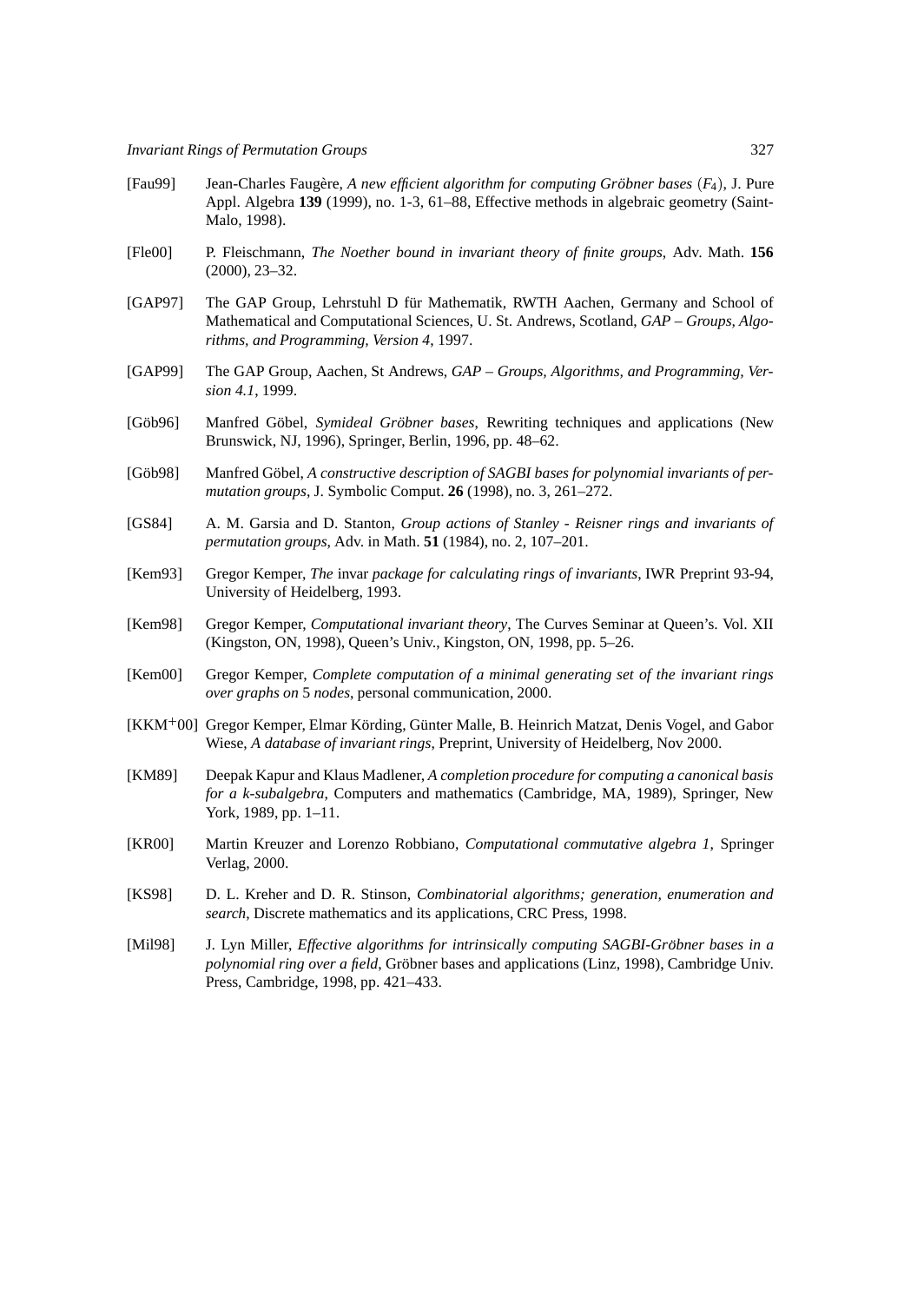[Fau99] Jean-Charles Faugère, *A new efficient algorithm for computing Gröbner bases* $(F_4)$, J. Pure Appl. Algebra **139** (1999), no. 1-3, 61–88, Effective methods in algebraic geometry (Saint-Malo, 1998).

[Fle00] P. Fleischmann, *The Noether bound in invariant theory of finite groups*, Adv. Math. **156** (2000), 23–32.

[GAP97] The GAP Group, Lehrstuhl D für Mathematik, RWTH Aachen, Germany and School of Mathematical and Computational Sciences, U. St. Andrews, Scotland, *GAP – Groups, Algorithms, and Programming, Version 4*, 1997.

[GAP99] The GAP Group, Aachen, St Andrews, *GAP – Groups, Algorithms, and Programming, Version 4.1*, 1999.

[Göb96] Manfred Göbel, *Symideal Gröbner bases*, Rewriting techniques and applications (New Brunswick, NJ, 1996), Springer, Berlin, 1996, pp. 48–62.

[Göb98] Manfred Göbel, *A constructive description of SAGBI bases for polynomial invariants of permutation groups*, J. Symbolic Comput. **26** (1998), no. 3, 261–272.

[GS84] A. M. Garsia and D. Stanton, *Group actions of Stanley - Reisner rings and invariants of permutation groups*, Adv. in Math. **51** (1984), no. 2, 107–201.

[Kem93] Gregor Kemper, *The* invar *package for calculating rings of invariants*, IWR Preprint 93-94, University of Heidelberg, 1993.

[Kem98] Gregor Kemper, *Computational invariant theory*, The Curves Seminar at Queen's. Vol. XII (Kingston, ON, 1998), Queen's Univ., Kingston, ON, 1998, pp. 5–26.

[Kem00] Gregor Kemper, *Complete computation of a minimal generating set of the invariant rings over graphs on* 5 *nodes*, personal communication, 2000.

[KKM+00] Gregor Kemper, Elmar Körding, Günter Malle, B. Heinrich Matzat, Denis Vogel, and Gabor Wiese, *A database of invariant rings*, Preprint, University of Heidelberg, Nov 2000.

[KM89] Deepak Kapur and Klaus Madlener, *A completion procedure for computing a canonical basis for a k-subalgebra*, Computers and mathematics (Cambridge, MA, 1989), Springer, New York, 1989, pp. 1–11.

[KR00] Martin Kreuzer and Lorenzo Robbiano, *Computational commutative algebra 1*, Springer Verlag, 2000.

[KS98] D. L. Kreher and D. R. Stinson, *Combinatorial algorithms; generation, enumeration and search*, Discrete mathematics and its applications, CRC Press, 1998.

[Mil98] J. Lyn Miller, *Effective algorithms for intrinsically computing SAGBI-Gröbner bases in a polynomial ring over a field*, Gröbner bases and applications (Linz, 1998), Cambridge Univ. Press, Cambridge, 1998, pp. 421–433.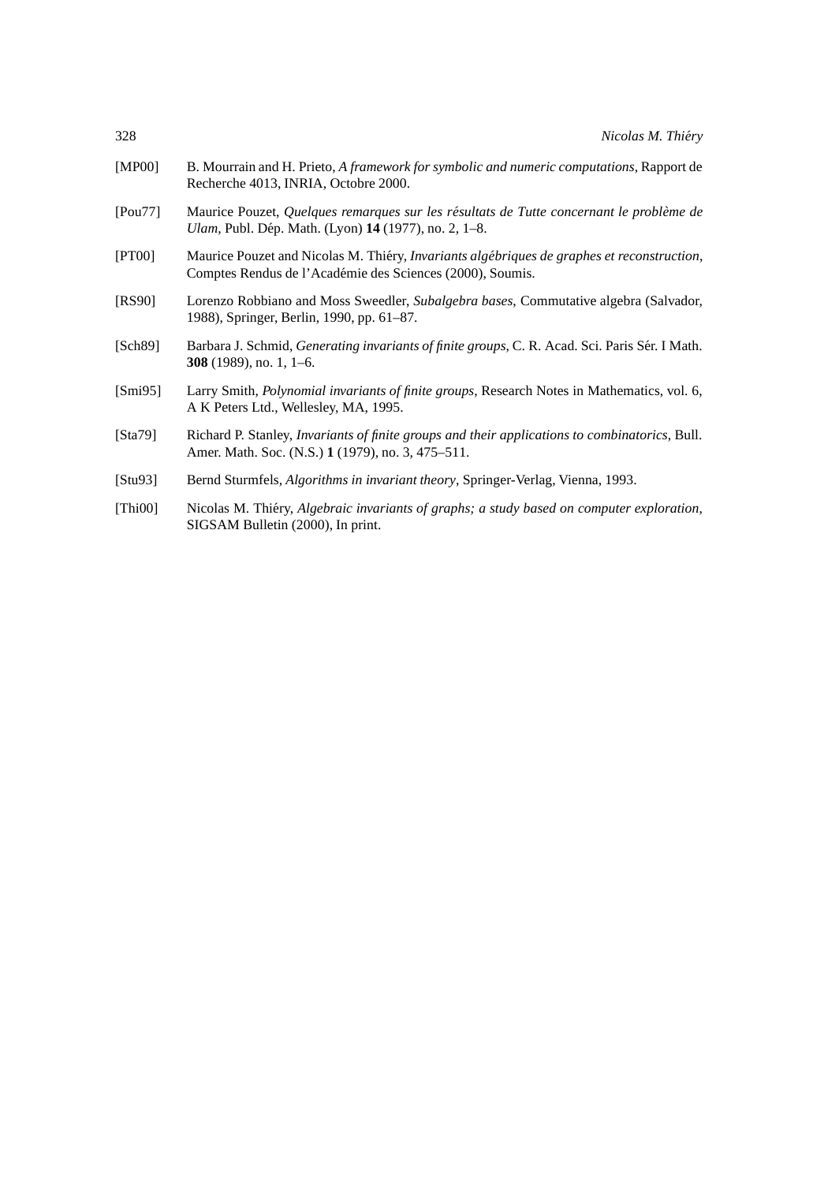[MP00] B. Mourrain and H. Prieto, *A framework for symbolic and numeric computations*, Rapport de Recherche 4013, INRIA, Octobre 2000.

[Pou77] Maurice Pouzet, *Quelques remarques sur les résultats de Tutte concernant le problème de Ulam*, Publ. Dép. Math. (Lyon) **14** (1977), no. 2, 1–8.

[PT00] Maurice Pouzet and Nicolas M. Thiéry, *Invariants algébriques de graphes et reconstruction*, Comptes Rendus de l'Académie des Sciences (2000), Soumis.

[RS90] Lorenzo Robbiano and Moss Sweedler, *Subalgebra bases*, Commutative algebra (Salvador, 1988), Springer, Berlin, 1990, pp. 61–87.

[Sch89] Barbara J. Schmid, *Generating invariants of finite groups*, C. R. Acad. Sci. Paris Sér. I Math. **308** (1989), no. 1, 1–6.

[Smi95] Larry Smith, *Polynomial invariants of finite groups*, Research Notes in Mathematics, vol. 6, A K Peters Ltd., Wellesley, MA, 1995.

[Sta79] Richard P. Stanley, *Invariants of finite groups and their applications to combinatorics*, Bull. Amer. Math. Soc. (N.S.) **1** (1979), no. 3, 475–511.

[Stu93] Bernd Sturmfels, *Algorithms in invariant theory*, Springer-Verlag, Vienna, 1993.

[Thi00] Nicolas M. Thiéry, *Algebraic invariants of graphs; a study based on computer exploration*, SIGSAM Bulletin (2000), In print.